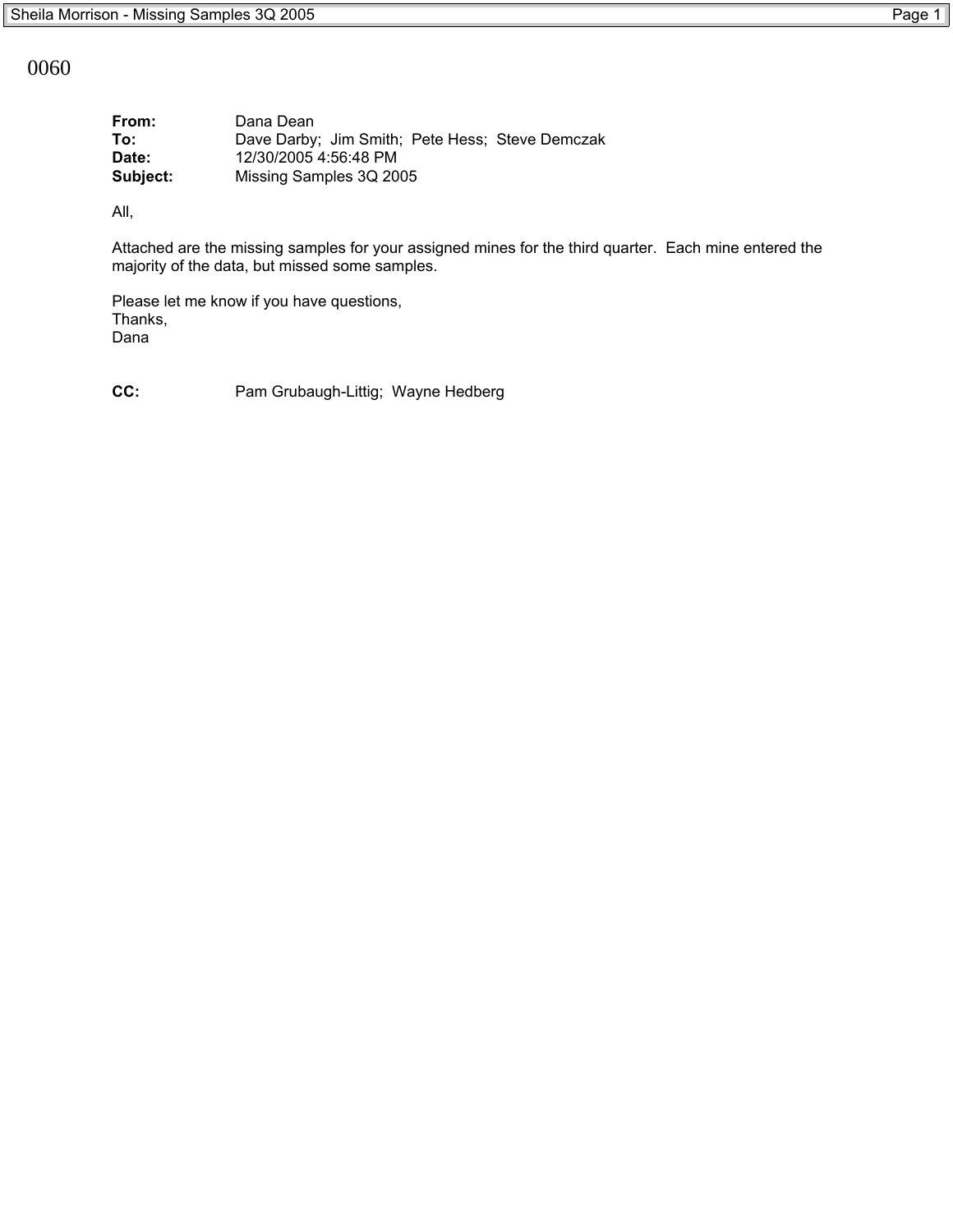0060

**From:** Dana Dean
**To:** Dave Darby; Jim Smith; Pete Hess; Steve Demczak
**Date:** 12/30/2005 4:56:48 PM
**Subject:** Missing Samples 3Q 2005

All,

Attached are the missing samples for your assigned mines for the third quarter. Each mine entered the majority of the data, but missed some samples.

Please let me know if you have questions,
Thanks,
Dana

**CC:** Pam Grubaugh-Littig; Wayne Hedberg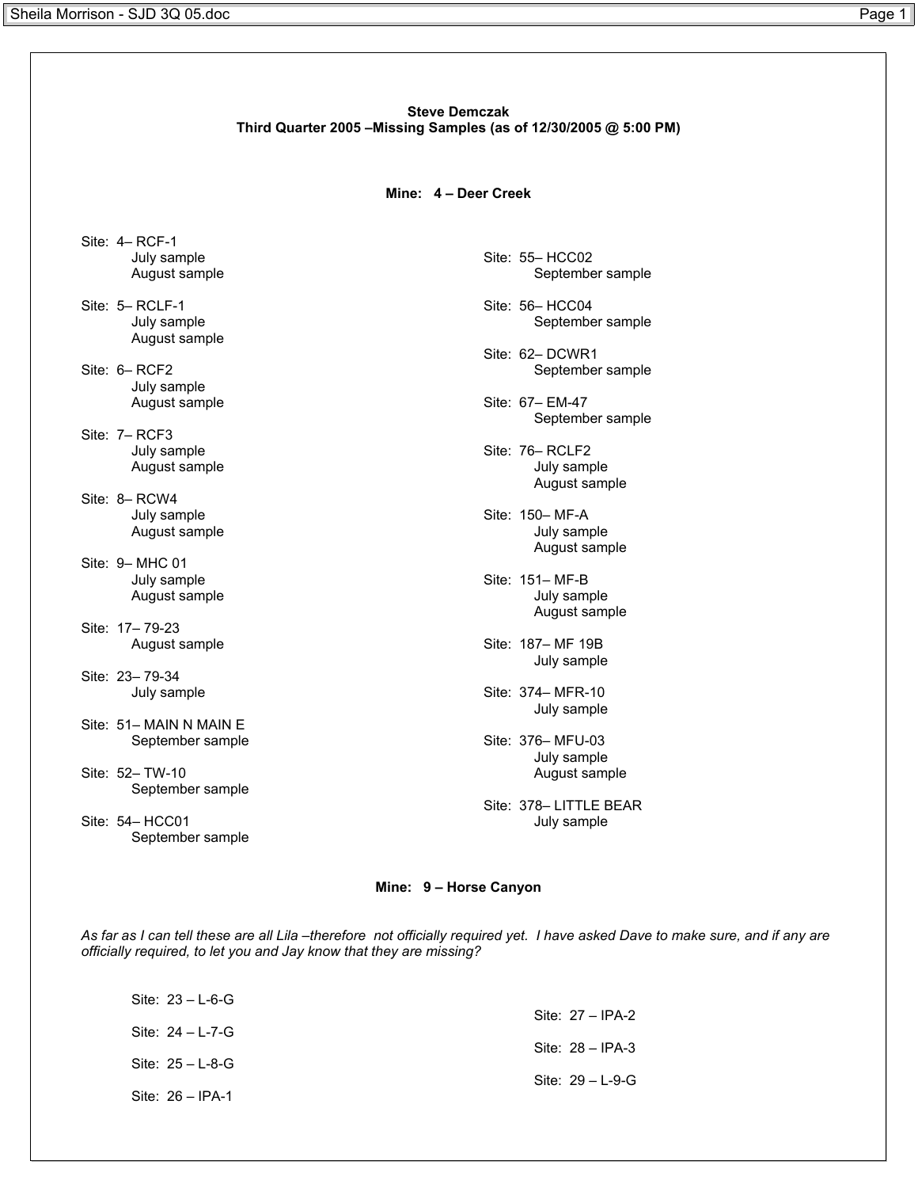**Steve Demczak**
**Third Quarter 2005 –Missing Samples (as of 12/30/2005 @ 5:00 PM)**

**Mine: 4 – Deer Creek**

Site: 4– RCF-1
- July sample
- August sample

Site: 5– RCLF-1
- July sample
- August sample

Site: 6– RCF2
- July sample
- August sample

Site: 7– RCF3
- July sample
- August sample

Site: 8– RCW4
- July sample
- August sample

Site: 9– MHC 01
- July sample
- August sample

Site: 17– 79-23
- August sample

Site: 23– 79-34
- July sample

Site: 51– MAIN N MAIN E
- September sample

Site: 52– TW-10
- September sample

Site: 54– HCC01
- September sample

Site: 55– HCC02
- September sample

Site: 56– HCC04
- September sample

Site: 62– DCWR1
- September sample

Site: 67– EM-47
- September sample

Site: 76– RCLF2
- July sample
- August sample

Site: 150– MF-A
- July sample
- August sample

Site: 151– MF-B
- July sample
- August sample

Site: 187– MF 19B
- July sample

Site: 374– MFR-10
- July sample

Site: 376– MFU-03
- July sample
- August sample

Site: 378– LITTLE BEAR
- July sample

**Mine: 9 – Horse Canyon**

*As far as I can tell these are all Lila –therefore not officially required yet. I have asked Dave to make sure, and if any are officially required, to let you and Jay know that they are missing?*

Site: 23 – L-6-G

Site: 24 – L-7-G

Site: 25 – L-8-G

Site: 26 – IPA-1

Site: 27 – IPA-2

Site: 28 – IPA-3

Site: 29 – L-9-G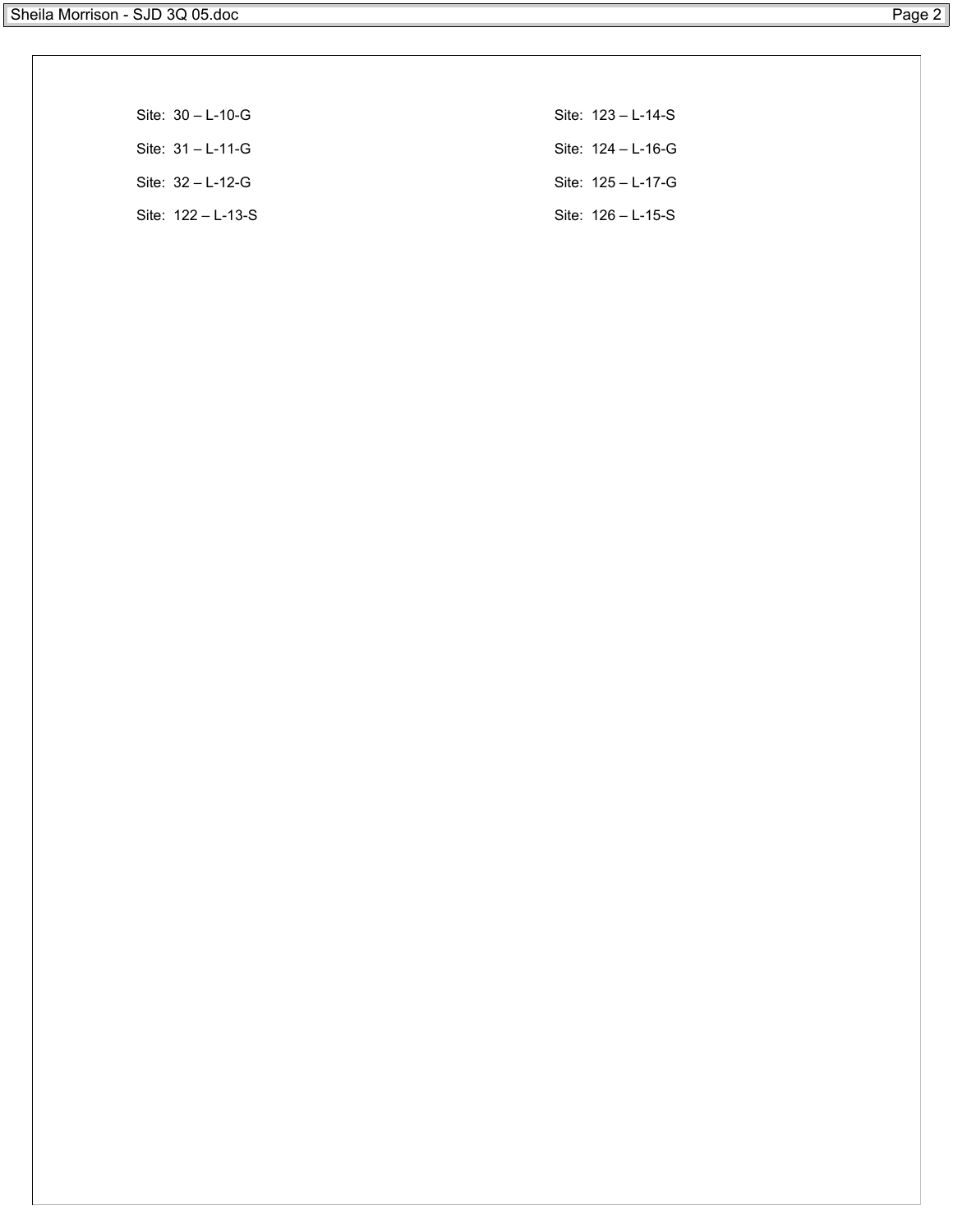Site: 30 – L-10-G

Site: 31 – L-11-G

Site: 32 – L-12-G

Site: 122 – L-13-S

Site: 123 – L-14-S

Site: 124 – L-16-G

Site: 125 – L-17-G

Site: 126 – L-15-S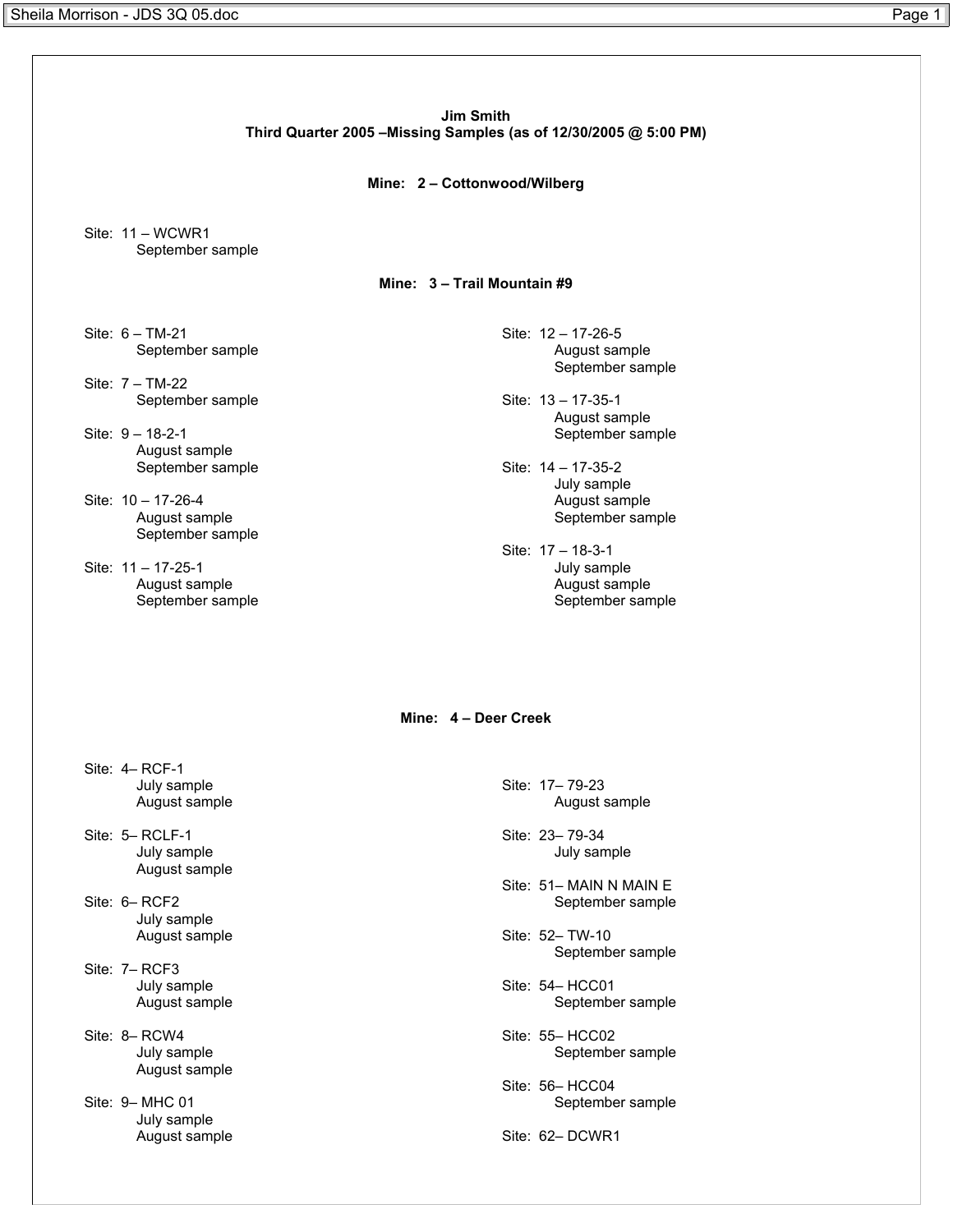**Jim Smith**
**Third Quarter 2005 –Missing Samples (as of 12/30/2005 @ 5:00 PM)**

**Mine: 2 – Cottonwood/Wilberg**

Site: 11 – WCWR1
September sample

**Mine: 3 – Trail Mountain #9**

Site: 6 – TM-21
September sample

Site: 7 – TM-22
September sample

Site: 9 – 18-2-1
August sample
September sample

Site: 10 – 17-26-4
August sample
September sample

Site: 11 – 17-25-1
August sample
September sample

Site: 12 – 17-26-5
August sample
September sample

Site: 13 – 17-35-1
August sample
September sample

Site: 14 – 17-35-2
July sample
August sample
September sample

Site: 17 – 18-3-1
July sample
August sample
September sample

**Mine: 4 – Deer Creek**

Site: 4– RCF-1
July sample
August sample

Site: 5– RCLF-1
July sample
August sample

Site: 6– RCF2
July sample
August sample

Site: 7– RCF3
July sample
August sample

Site: 8– RCW4
July sample
August sample

Site: 9– MHC 01
July sample
August sample

Site: 17– 79-23
August sample

Site: 23– 79-34
July sample

Site: 51– MAIN N MAIN E
September sample

Site: 52– TW-10
September sample

Site: 54– HCC01
September sample

Site: 55– HCC02
September sample

Site: 56– HCC04
September sample

Site: 62– DCWR1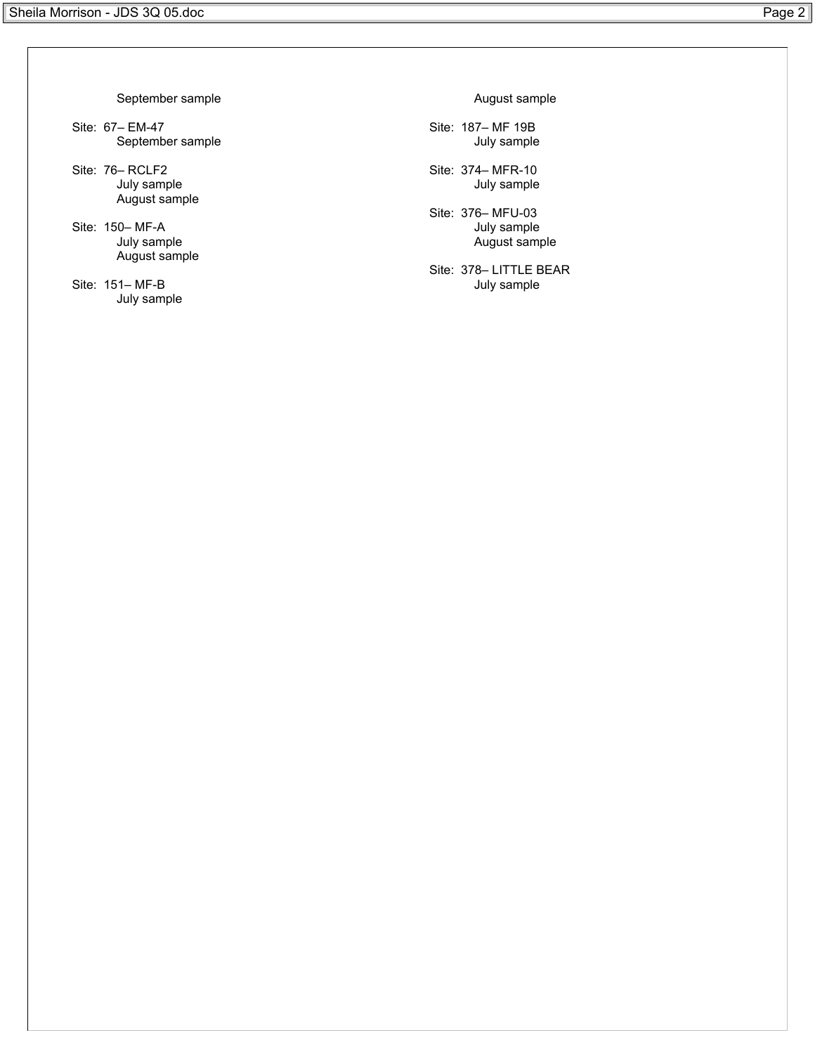September sample

Site: 67– EM-47
September sample

Site: 76– RCLF2
July sample
August sample

Site: 150– MF-A
July sample
August sample

Site: 151– MF-B
July sample

August sample

Site: 187– MF 19B
July sample

Site: 374– MFR-10
July sample

Site: 376– MFU-03
July sample
August sample

Site: 378– LITTLE BEAR
July sample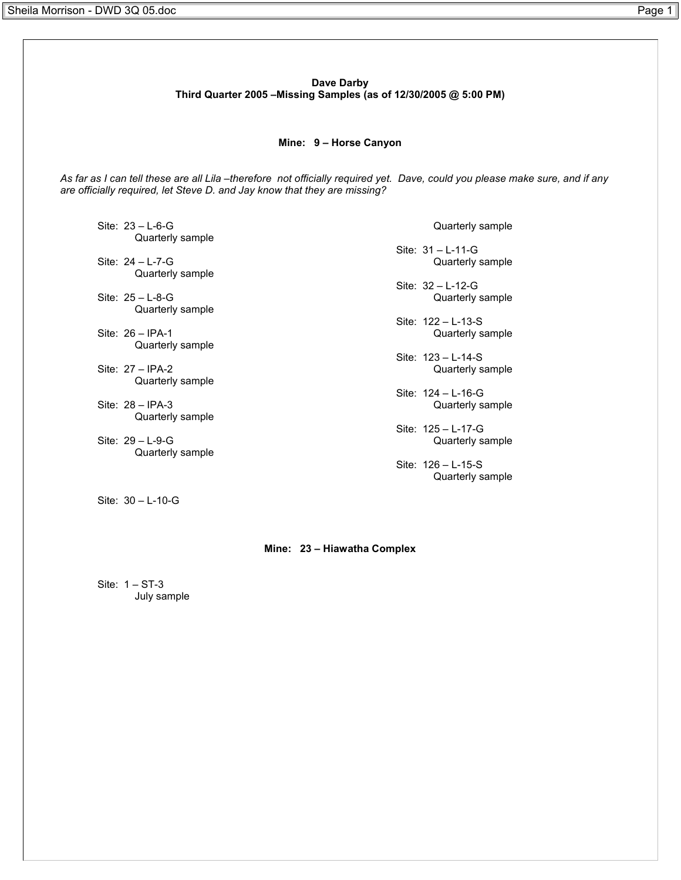**Dave Darby**
**Third Quarter 2005 –Missing Samples (as of 12/30/2005 @ 5:00 PM)**

**Mine: 9 – Horse Canyon**

*As far as I can tell these are all Lila –therefore not officially required yet. Dave, could you please make sure, and if any are officially required, let Steve D. and Jay know that they are missing?*

Site: 23 – L-6-G
Quarterly sample

Site: 24 – L-7-G
Quarterly sample

Site: 25 – L-8-G
Quarterly sample

Site: 26 – IPA-1
Quarterly sample

Site: 27 – IPA-2
Quarterly sample

Site: 28 – IPA-3
Quarterly sample

Site: 29 – L-9-G
Quarterly sample

Site: 30 – L-10-G
Quarterly sample

Site: 31 – L-11-G
Quarterly sample

Site: 32 – L-12-G
Quarterly sample

Site: 122 – L-13-S
Quarterly sample

Site: 123 – L-14-S
Quarterly sample

Site: 124 – L-16-G
Quarterly sample

Site: 125 – L-17-G
Quarterly sample

Site: 126 – L-15-S
Quarterly sample

**Mine: 23 – Hiawatha Complex**

Site: 1 – ST-3
July sample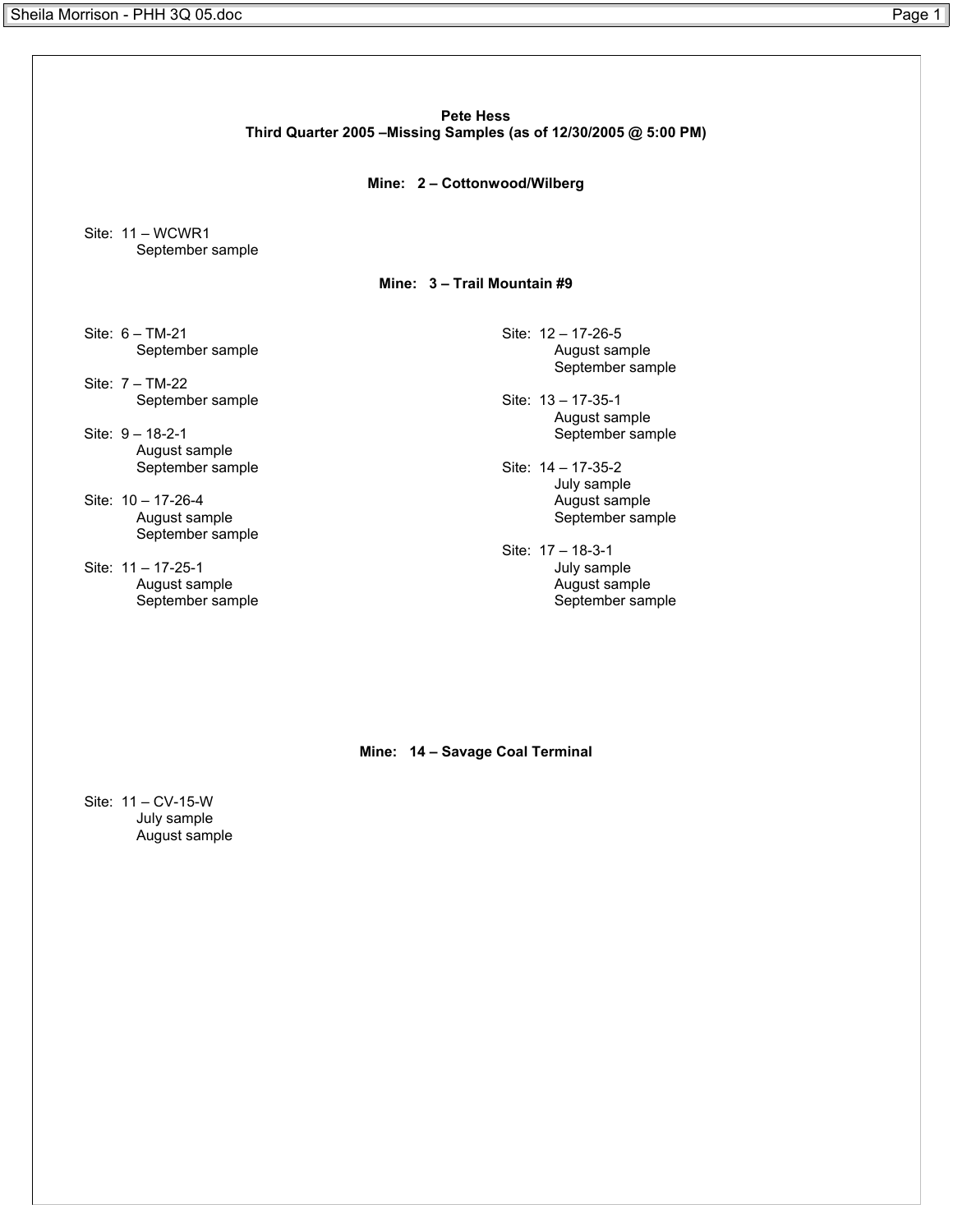**Pete Hess**
**Third Quarter 2005 –Missing Samples (as of 12/30/2005 @ 5:00 PM)**

**Mine: 2 – Cottonwood/Wilberg**

Site: 11 – WCWR1
- September sample

**Mine: 3 – Trail Mountain #9**

Site: 6 – TM-21
- September sample

Site: 7 – TM-22
- September sample

Site: 9 – 18-2-1
- August sample
- September sample

Site: 10 – 17-26-4
- August sample
- September sample

Site: 11 – 17-25-1
- August sample
- September sample

Site: 12 – 17-26-5
- August sample
- September sample

Site: 13 – 17-35-1
- August sample
- September sample

Site: 14 – 17-35-2
- July sample
- August sample
- September sample

Site: 17 – 18-3-1
- July sample
- August sample
- September sample

**Mine: 14 – Savage Coal Terminal**

Site: 11 – CV-15-W
- July sample
- August sample